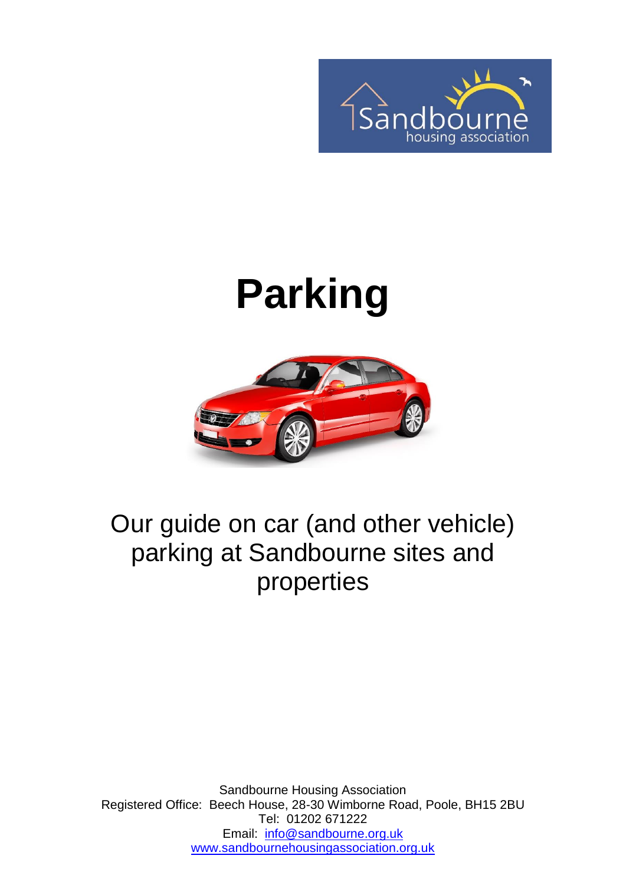# Parking

Our guide on car (and other vehicle) parking at Sandbourne sites and properties

Sandbourne Housing Association
Registered Office: Beech House, 28-30 Wimborne Road, Poole, BH15 2BU
Tel: 01202 671222
Email: info@sandbourne.org.uk
www.sandbournehousingassociation.org.uk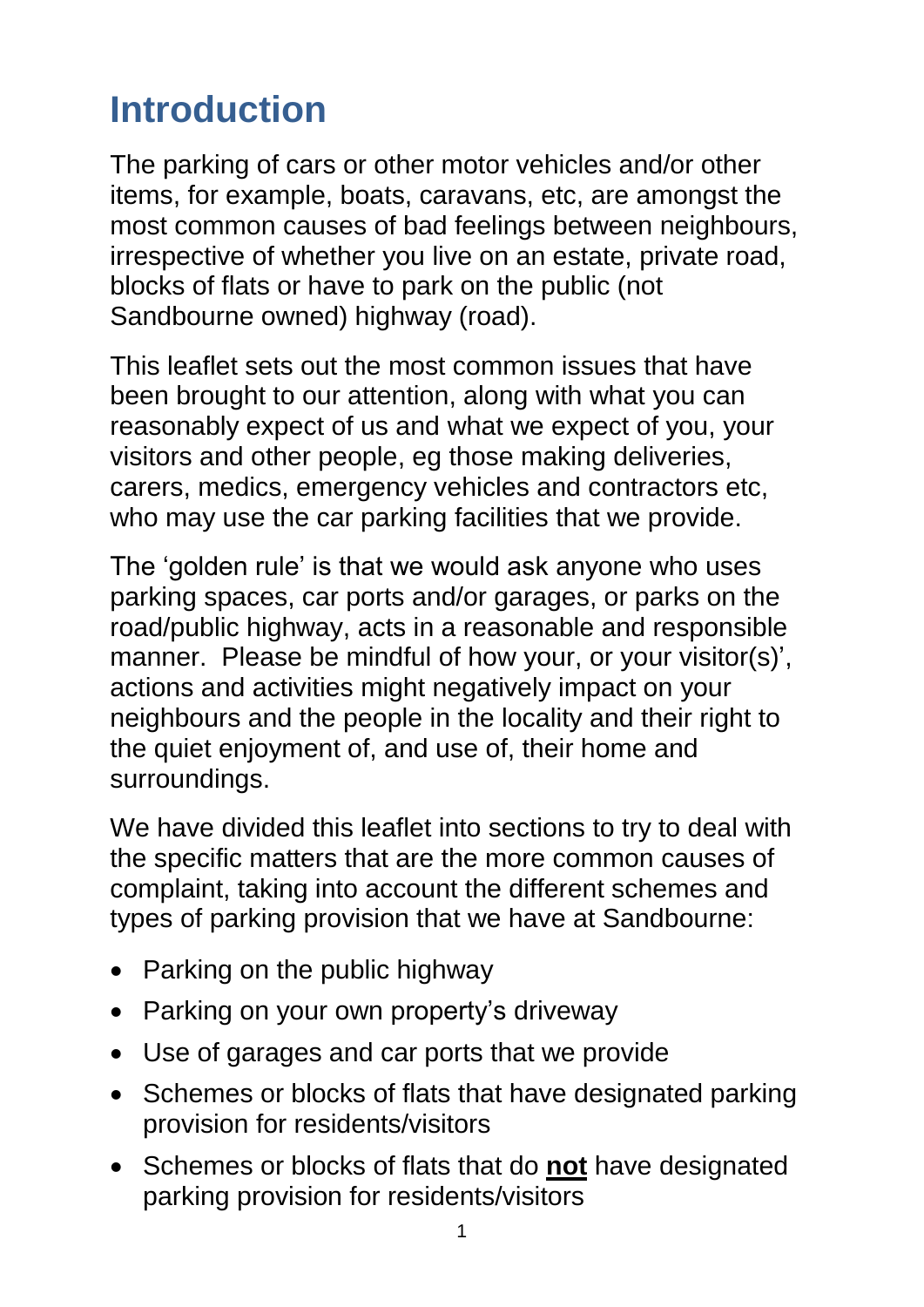# Introduction

The parking of cars or other motor vehicles and/or other items, for example, boats, caravans, etc, are amongst the most common causes of bad feelings between neighbours, irrespective of whether you live on an estate, private road, blocks of flats or have to park on the public (not Sandbourne owned) highway (road).

This leaflet sets out the most common issues that have been brought to our attention, along with what you can reasonably expect of us and what we expect of you, your visitors and other people, eg those making deliveries, carers, medics, emergency vehicles and contractors etc, who may use the car parking facilities that we provide.

The 'golden rule' is that we would ask anyone who uses parking spaces, car ports and/or garages, or parks on the road/public highway, acts in a reasonable and responsible manner. Please be mindful of how your, or your visitor(s)', actions and activities might negatively impact on your neighbours and the people in the locality and their right to the quiet enjoyment of, and use of, their home and surroundings.

We have divided this leaflet into sections to try to deal with the specific matters that are the more common causes of complaint, taking into account the different schemes and types of parking provision that we have at Sandbourne:

- Parking on the public highway
- Parking on your own property's driveway
- Use of garages and car ports that we provide
- Schemes or blocks of flats that have designated parking provision for residents/visitors
- Schemes or blocks of flats that do **not** have designated parking provision for residents/visitors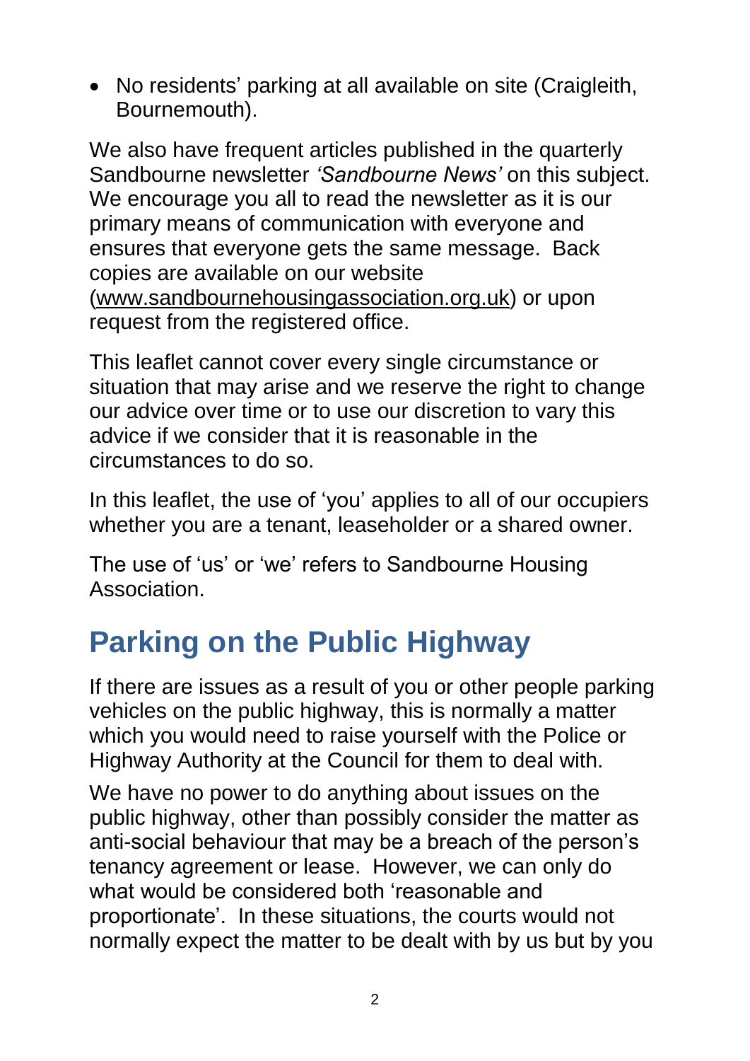- No residents' parking at all available on site (Craigleith, Bournemouth).

We also have frequent articles published in the quarterly Sandbourne newsletter *'Sandbourne News'* on this subject. We encourage you all to read the newsletter as it is our primary means of communication with everyone and ensures that everyone gets the same message. Back copies are available on our website (www.sandbournehousingassociation.org.uk) or upon request from the registered office.

This leaflet cannot cover every single circumstance or situation that may arise and we reserve the right to change our advice over time or to use our discretion to vary this advice if we consider that it is reasonable in the circumstances to do so.

In this leaflet, the use of 'you' applies to all of our occupiers whether you are a tenant, leaseholder or a shared owner.

The use of 'us' or 'we' refers to Sandbourne Housing Association.

## Parking on the Public Highway

If there are issues as a result of you or other people parking vehicles on the public highway, this is normally a matter which you would need to raise yourself with the Police or Highway Authority at the Council for them to deal with.

We have no power to do anything about issues on the public highway, other than possibly consider the matter as anti-social behaviour that may be a breach of the person's tenancy agreement or lease. However, we can only do what would be considered both 'reasonable and proportionate'. In these situations, the courts would not normally expect the matter to be dealt with by us but by you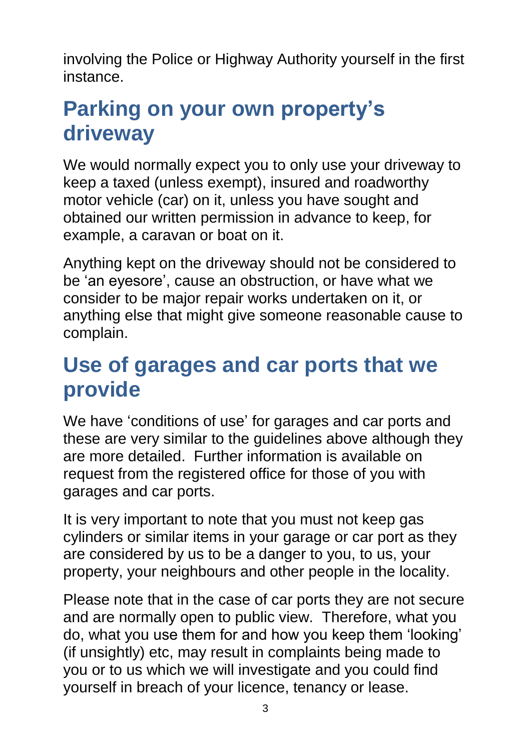involving the Police or Highway Authority yourself in the first instance.

## Parking on your own property's driveway

We would normally expect you to only use your driveway to keep a taxed (unless exempt), insured and roadworthy motor vehicle (car) on it, unless you have sought and obtained our written permission in advance to keep, for example, a caravan or boat on it.

Anything kept on the driveway should not be considered to be 'an eyesore', cause an obstruction, or have what we consider to be major repair works undertaken on it, or anything else that might give someone reasonable cause to complain.

## Use of garages and car ports that we provide

We have 'conditions of use' for garages and car ports and these are very similar to the guidelines above although they are more detailed. Further information is available on request from the registered office for those of you with garages and car ports.

It is very important to note that you must not keep gas cylinders or similar items in your garage or car port as they are considered by us to be a danger to you, to us, your property, your neighbours and other people in the locality.

Please note that in the case of car ports they are not secure and are normally open to public view. Therefore, what you do, what you use them for and how you keep them 'looking' (if unsightly) etc, may result in complaints being made to you or to us which we will investigate and you could find yourself in breach of your licence, tenancy or lease.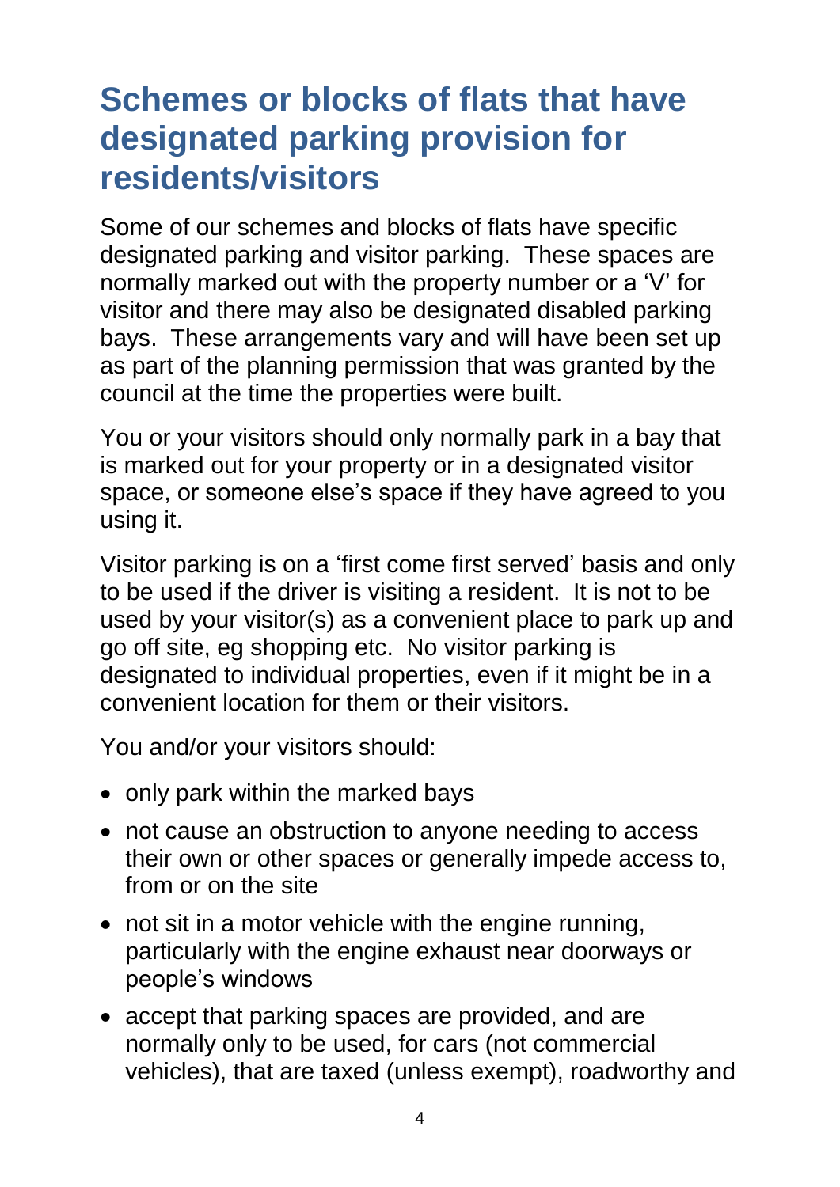# Schemes or blocks of flats that have designated parking provision for residents/visitors

Some of our schemes and blocks of flats have specific designated parking and visitor parking. These spaces are normally marked out with the property number or a 'V' for visitor and there may also be designated disabled parking bays. These arrangements vary and will have been set up as part of the planning permission that was granted by the council at the time the properties were built.

You or your visitors should only normally park in a bay that is marked out for your property or in a designated visitor space, or someone else's space if they have agreed to you using it.

Visitor parking is on a 'first come first served' basis and only to be used if the driver is visiting a resident. It is not to be used by your visitor(s) as a convenient place to park up and go off site, eg shopping etc. No visitor parking is designated to individual properties, even if it might be in a convenient location for them or their visitors.

You and/or your visitors should:

- only park within the marked bays
- not cause an obstruction to anyone needing to access their own or other spaces or generally impede access to, from or on the site
- not sit in a motor vehicle with the engine running, particularly with the engine exhaust near doorways or people's windows
- accept that parking spaces are provided, and are normally only to be used, for cars (not commercial vehicles), that are taxed (unless exempt), roadworthy and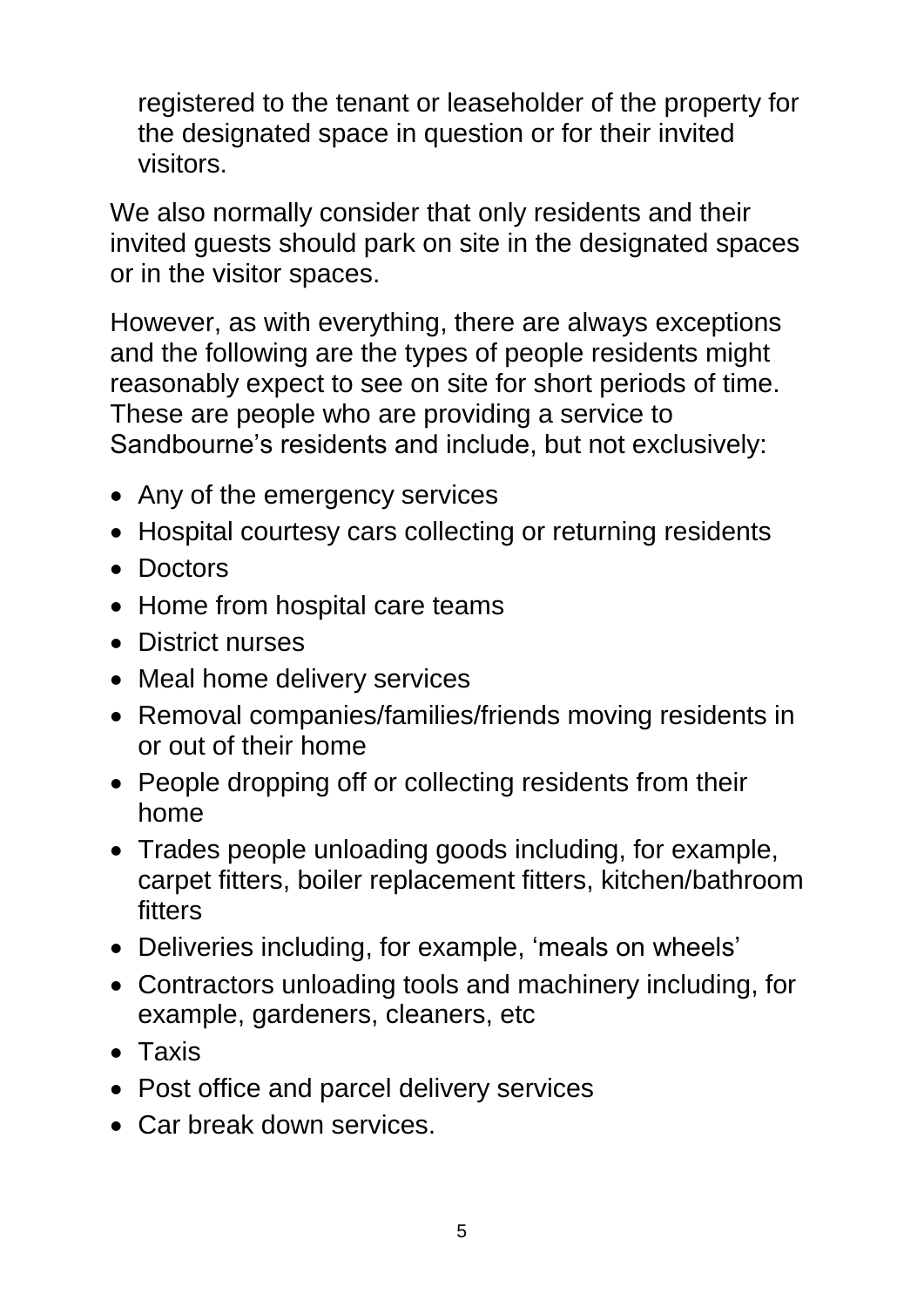registered to the tenant or leaseholder of the property for the designated space in question or for their invited visitors.

We also normally consider that only residents and their invited guests should park on site in the designated spaces or in the visitor spaces.

However, as with everything, there are always exceptions and the following are the types of people residents might reasonably expect to see on site for short periods of time. These are people who are providing a service to Sandbourne's residents and include, but not exclusively:

- Any of the emergency services
- Hospital courtesy cars collecting or returning residents
- Doctors
- Home from hospital care teams
- District nurses
- Meal home delivery services
- Removal companies/families/friends moving residents in or out of their home
- People dropping off or collecting residents from their home
- Trades people unloading goods including, for example, carpet fitters, boiler replacement fitters, kitchen/bathroom fitters
- Deliveries including, for example, 'meals on wheels'
- Contractors unloading tools and machinery including, for example, gardeners, cleaners, etc
- Taxis
- Post office and parcel delivery services
- Car break down services.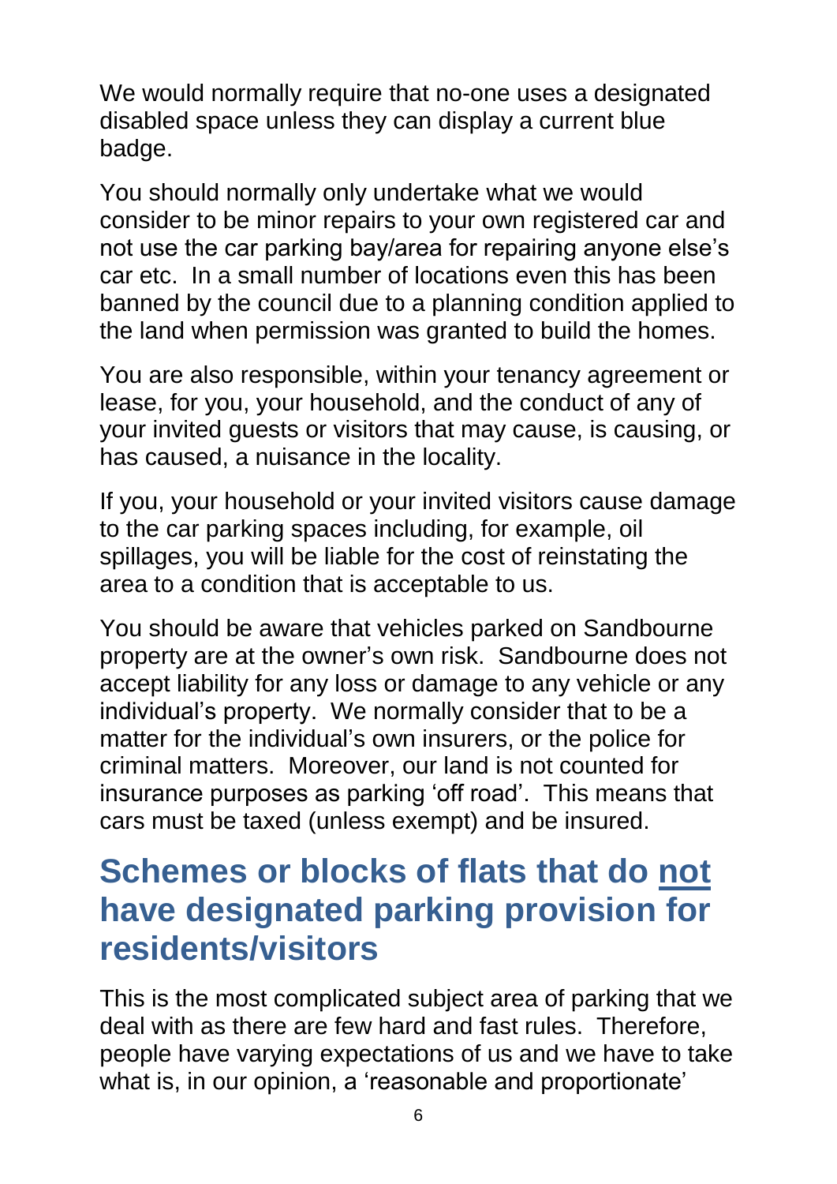We would normally require that no-one uses a designated disabled space unless they can display a current blue badge.

You should normally only undertake what we would consider to be minor repairs to your own registered car and not use the car parking bay/area for repairing anyone else's car etc.  In a small number of locations even this has been banned by the council due to a planning condition applied to the land when permission was granted to build the homes.

You are also responsible, within your tenancy agreement or lease, for you, your household, and the conduct of any of your invited guests or visitors that may cause, is causing, or has caused, a nuisance in the locality.

If you, your household or your invited visitors cause damage to the car parking spaces including, for example, oil spillages, you will be liable for the cost of reinstating the area to a condition that is acceptable to us.

You should be aware that vehicles parked on Sandbourne property are at the owner's own risk.  Sandbourne does not accept liability for any loss or damage to any vehicle or any individual's property.  We normally consider that to be a matter for the individual's own insurers, or the police for criminal matters.  Moreover, our land is not counted for insurance purposes as parking 'off road'.  This means that cars must be taxed (unless exempt) and be insured.

## Schemes or blocks of flats that do <u>not</u> have designated parking provision for residents/visitors

This is the most complicated subject area of parking that we deal with as there are few hard and fast rules.  Therefore, people have varying expectations of us and we have to take what is, in our opinion, a 'reasonable and proportionate'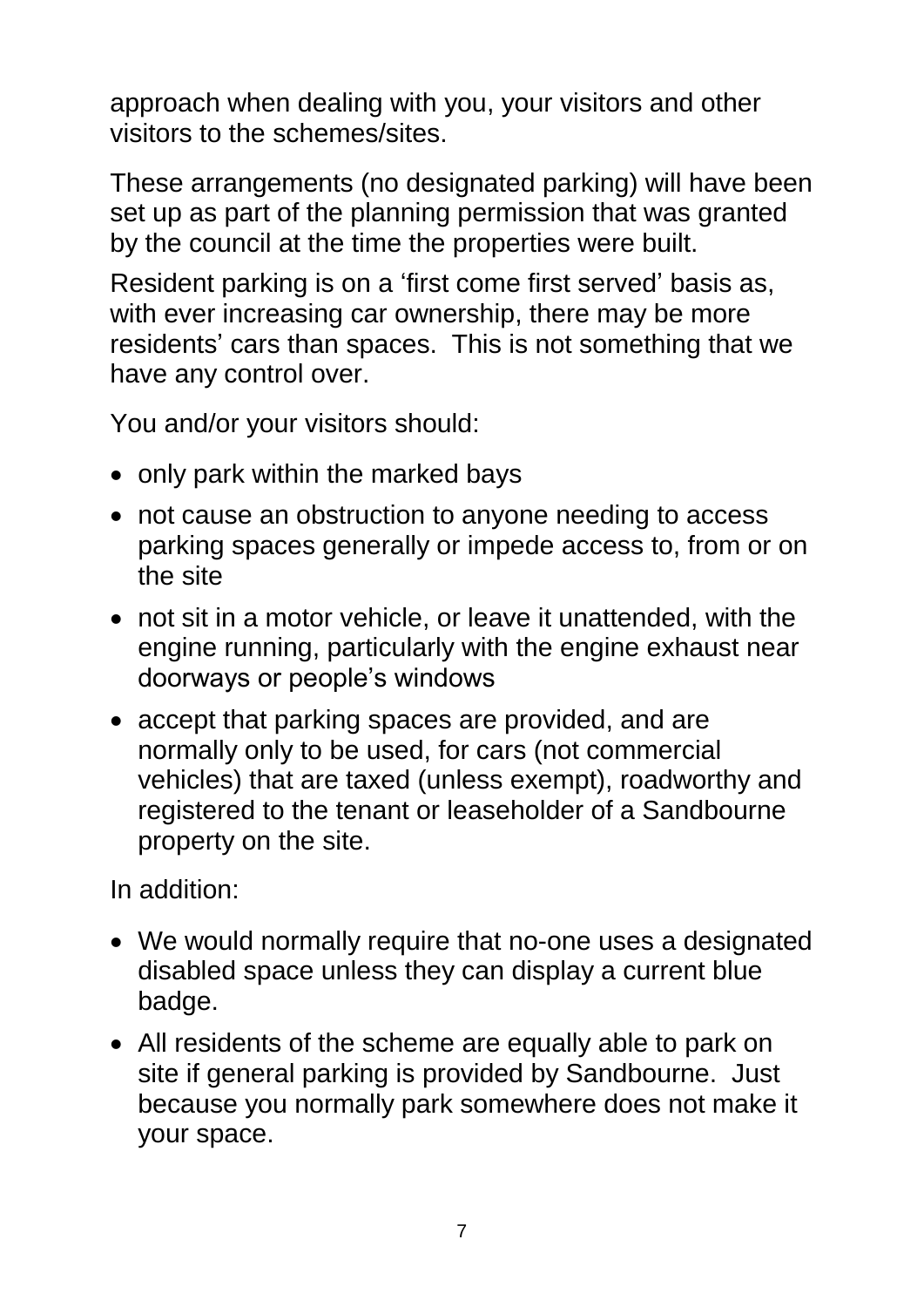approach when dealing with you, your visitors and other visitors to the schemes/sites.

These arrangements (no designated parking) will have been set up as part of the planning permission that was granted by the council at the time the properties were built.

Resident parking is on a 'first come first served' basis as, with ever increasing car ownership, there may be more residents' cars than spaces. This is not something that we have any control over.

You and/or your visitors should:

- only park within the marked bays
- not cause an obstruction to anyone needing to access parking spaces generally or impede access to, from or on the site
- not sit in a motor vehicle, or leave it unattended, with the engine running, particularly with the engine exhaust near doorways or people's windows
- accept that parking spaces are provided, and are normally only to be used, for cars (not commercial vehicles) that are taxed (unless exempt), roadworthy and registered to the tenant or leaseholder of a Sandbourne property on the site.

In addition:

- We would normally require that no-one uses a designated disabled space unless they can display a current blue badge.
- All residents of the scheme are equally able to park on site if general parking is provided by Sandbourne. Just because you normally park somewhere does not make it your space.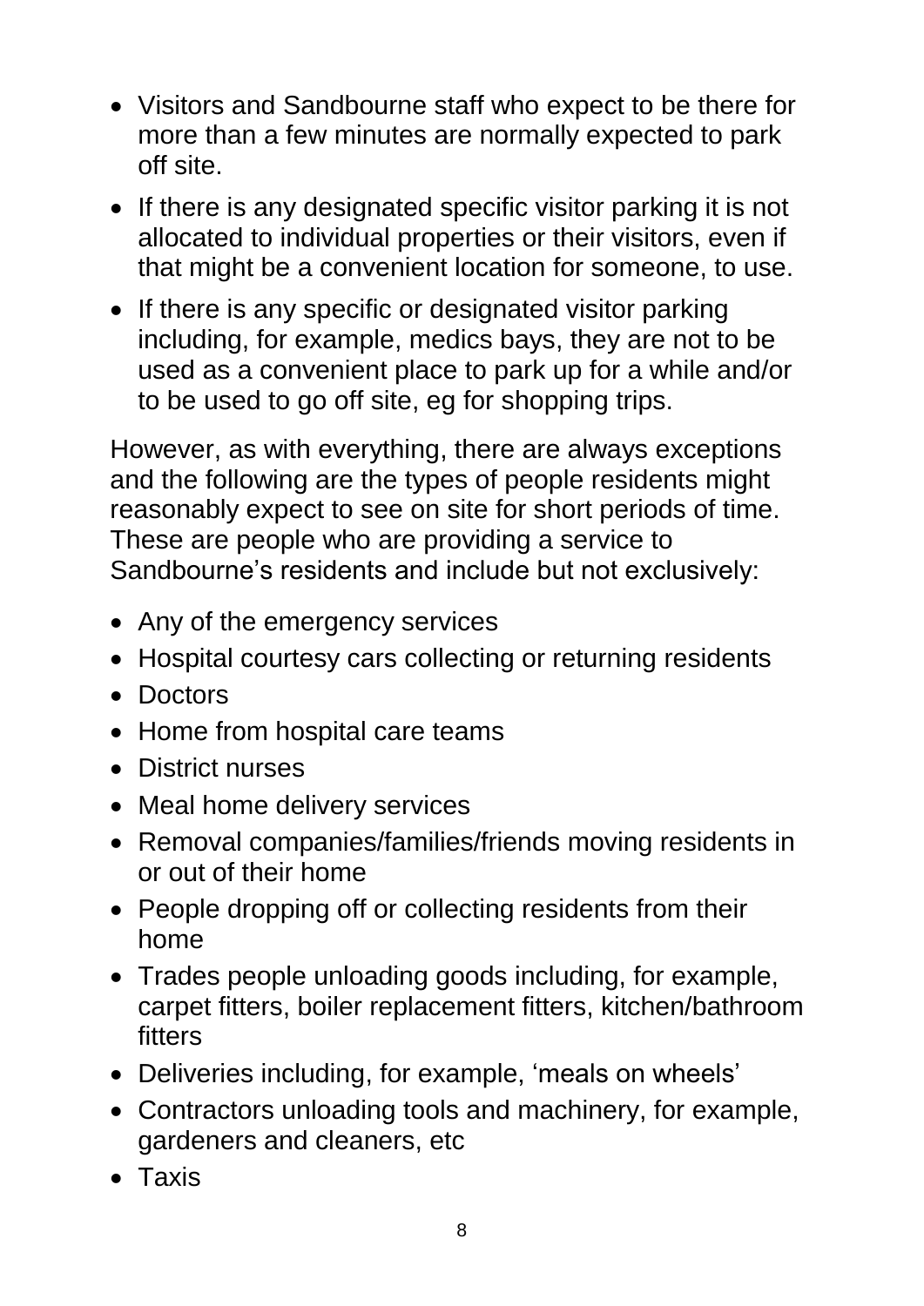- Visitors and Sandbourne staff who expect to be there for more than a few minutes are normally expected to park off site.
- If there is any designated specific visitor parking it is not allocated to individual properties or their visitors, even if that might be a convenient location for someone, to use.
- If there is any specific or designated visitor parking including, for example, medics bays, they are not to be used as a convenient place to park up for a while and/or to be used to go off site, eg for shopping trips.

However, as with everything, there are always exceptions and the following are the types of people residents might reasonably expect to see on site for short periods of time. These are people who are providing a service to Sandbourne's residents and include but not exclusively:

- Any of the emergency services
- Hospital courtesy cars collecting or returning residents
- Doctors
- Home from hospital care teams
- District nurses
- Meal home delivery services
- Removal companies/families/friends moving residents in or out of their home
- People dropping off or collecting residents from their home
- Trades people unloading goods including, for example, carpet fitters, boiler replacement fitters, kitchen/bathroom fitters
- Deliveries including, for example, 'meals on wheels'
- Contractors unloading tools and machinery, for example, gardeners and cleaners, etc
- Taxis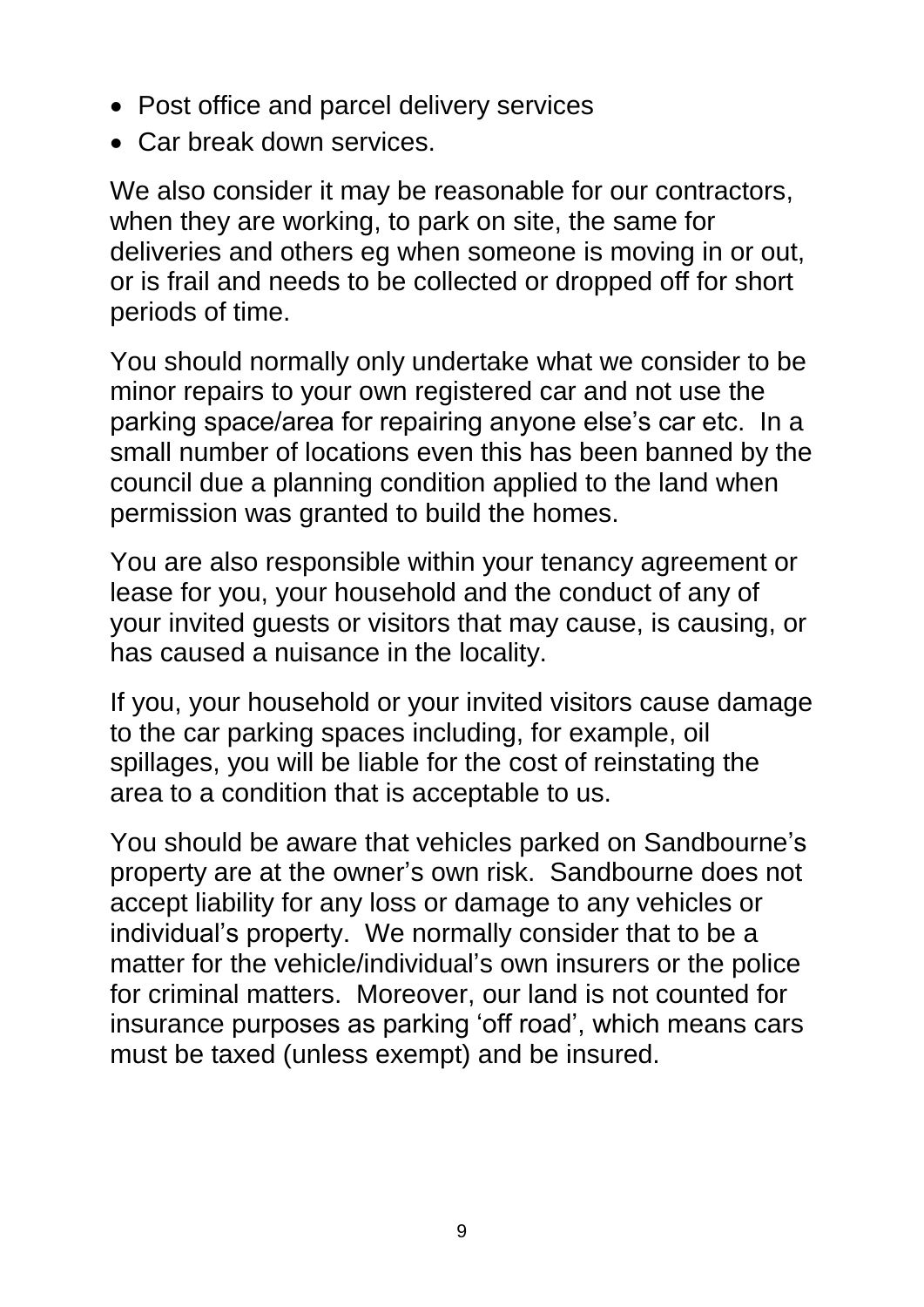- Post office and parcel delivery services
- Car break down services.

We also consider it may be reasonable for our contractors, when they are working, to park on site, the same for deliveries and others eg when someone is moving in or out, or is frail and needs to be collected or dropped off for short periods of time.

You should normally only undertake what we consider to be minor repairs to your own registered car and not use the parking space/area for repairing anyone else's car etc. In a small number of locations even this has been banned by the council due a planning condition applied to the land when permission was granted to build the homes.

You are also responsible within your tenancy agreement or lease for you, your household and the conduct of any of your invited guests or visitors that may cause, is causing, or has caused a nuisance in the locality.

If you, your household or your invited visitors cause damage to the car parking spaces including, for example, oil spillages, you will be liable for the cost of reinstating the area to a condition that is acceptable to us.

You should be aware that vehicles parked on Sandbourne's property are at the owner's own risk. Sandbourne does not accept liability for any loss or damage to any vehicles or individual's property. We normally consider that to be a matter for the vehicle/individual's own insurers or the police for criminal matters. Moreover, our land is not counted for insurance purposes as parking 'off road', which means cars must be taxed (unless exempt) and be insured.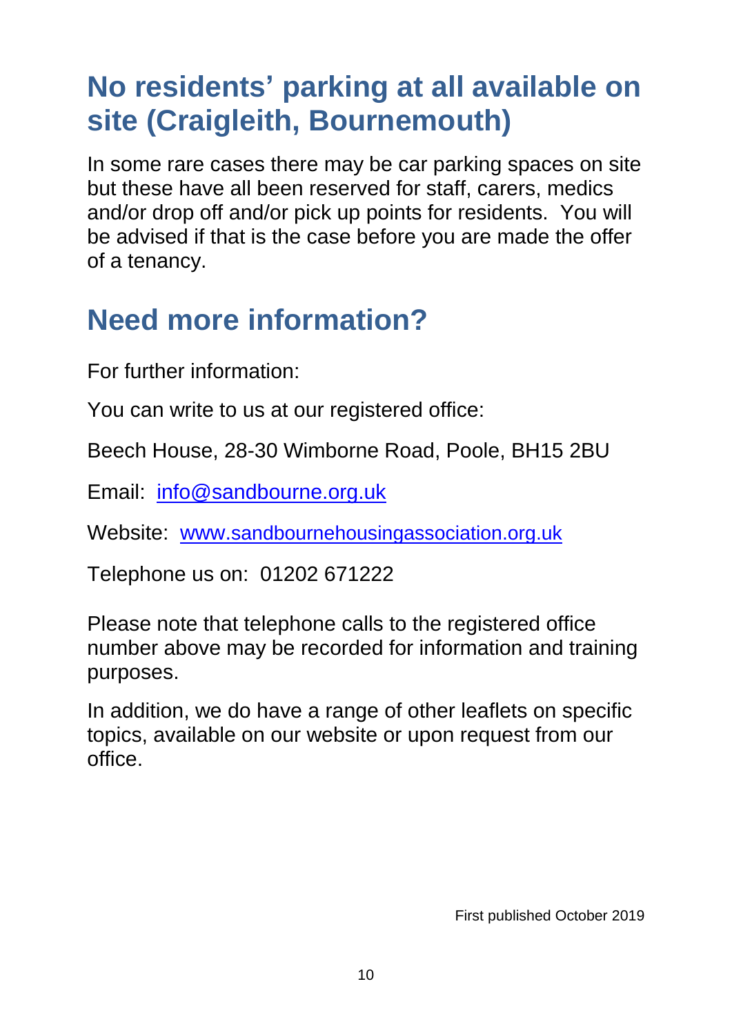## No residents' parking at all available on site (Craigleith, Bournemouth)

In some rare cases there may be car parking spaces on site but these have all been reserved for staff, carers, medics and/or drop off and/or pick up points for residents. You will be advised if that is the case before you are made the offer of a tenancy.

## Need more information?

For further information:

You can write to us at our registered office:

Beech House, 28-30 Wimborne Road, Poole, BH15 2BU

Email: info@sandbourne.org.uk

Website: www.sandbournehousingassociation.org.uk

Telephone us on: 01202 671222

Please note that telephone calls to the registered office number above may be recorded for information and training purposes.

In addition, we do have a range of other leaflets on specific topics, available on our website or upon request from our office.

First published October 2019